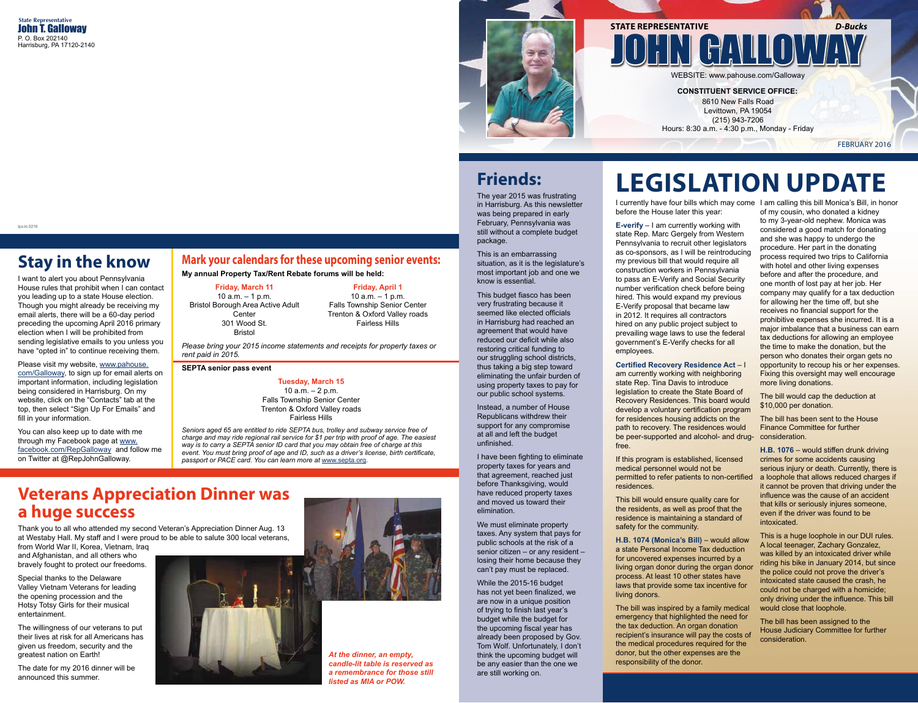State Representative
**John T. Galloway**
P. O. Box 202140
Harrisburg, PA 17120-2140

lpo.kl.0216

# Stay in the know

I want to alert you about Pennsylvania House rules that prohibit when I can contact you leading up to a state House election. Though you might already be receiving my email alerts, there will be a 60-day period preceding the upcoming April 2016 primary election when I will be prohibited from sending legislative emails to you unless you have "opted in" to continue receiving them.

Please visit my website, www.pahouse.com/Galloway, to sign up for email alerts on important information, including legislation being considered in Harrisburg. On my website, click on the "Contacts" tab at the top, then select "Sign Up For Emails" and fill in your information.

You can also keep up to date with me through my Facebook page at www.facebook.com/RepGalloway and follow me on Twitter at @RepJohnGalloway.

# Mark your calendars for these upcoming senior events:

**My annual Property Tax/Rent Rebate forums will be held:**

**Friday, March 11**
10 a.m. – 1 p.m.
Bristol Borough Area Active Adult Center
301 Wood St.
Bristol

**Friday, April 1**
10 a.m. – 1 p.m.
Falls Township Senior Center
Trenton & Oxford Valley roads
Fairless Hills

*Please bring your 2015 income statements and receipts for property taxes or rent paid in 2015.*

**SEPTA senior pass event**

**Tuesday, March 15**
10 a.m. – 2 p.m.
Falls Township Senior Center
Trenton & Oxford Valley roads
Fairless Hills

*Seniors aged 65 are entitled to ride SEPTA bus, trolley and subway service free of charge and may ride regional rail service for $1 per trip with proof of age. The easiest way is to carry a SEPTA senior ID card that you may obtain free of charge at this event. You must bring proof of age and ID, such as a driver's license, birth certificate, passport or PACE card. You can learn more at www.septa.org.*

# Veterans Appreciation Dinner was a huge success

Thank you to all who attended my second Veteran's Appreciation Dinner Aug. 13 at Westaby Hall. My staff and I were proud to be able to salute 300 local veterans, from World War II, Korea, Vietnam, Iraq and Afghanistan, and all others who bravely fought to protect our freedoms.

Special thanks to the Delaware Valley Vietnam Veterans for leading the opening procession and the Hotsy Totsy Girls for their musical entertainment.

The willingness of our veterans to put their lives at risk for all Americans has given us freedom, security and the greatest nation on Earth!

The date for my 2016 dinner will be announced this summer.

*At the dinner, an empty, candle-lit table is reserved as a remembrance for those still listed as MIA or POW.*

STATE REPRESENTATIVE **D-Bucks**

# JOHN GALLOWAY

WEBSITE: www.pahouse.com/Galloway

**CONSTITUENT SERVICE OFFICE:**
8610 New Falls Road
Levittown, PA 19054
(215) 943-7206
Hours: 8:30 a.m. - 4:30 p.m., Monday - Friday

FEBRUARY 2016

## Friends:

The year 2015 was frustrating in Harrisburg. As this newsletter was being prepared in early February, Pennsylvania was still without a complete budget package.

This is an embarrassing situation, as it is the legislature's most important job and one we know is essential.

This budget fiasco has been very frustrating because it seemed like elected officials in Harrisburg had reached an agreement that would have reduced our deficit while also restoring critical funding to our struggling school districts, thus taking a big step toward eliminating the unfair burden of using property taxes to pay for our public school systems.

Instead, a number of House Republicans withdrew their support for any compromise at all and left the budget unfinished.

I have been fighting to eliminate property taxes for years and that agreement, reached just before Thanksgiving, would have reduced property taxes and moved us toward their elimination.

We must eliminate property taxes. Any system that pays for public schools at the risk of a senior citizen – or any resident – losing their home because they can't pay must be replaced.

While the 2015-16 budget has not yet been finalized, we are now in a unique position of trying to finish last year's budget while the budget for the upcoming fiscal year has already been proposed by Gov. Tom Wolf. Unfortunately, I don't think the upcoming budget will be any easier than the one we are still working on.

# LEGISLATION UPDATE

I currently have four bills which may come before the House later this year:

**E-verify** – I am currently working with state Rep. Marc Gergely from Western Pennsylvania to recruit other legislators as co-sponsors, as I will be reintroducing my previous bill that would require all construction workers in Pennsylvania to pass an E-Verify and Social Security number verification check before being hired. This would expand my previous E-Verify proposal that became law in 2012. It requires all contractors hired on any public project subject to prevailing wage laws to use the federal government's E-Verify checks for all employees.

**Certified Recovery Residence Act** – I am currently working with neighboring state Rep. Tina Davis to introduce legislation to create the State Board of Recovery Residences. This board would develop a voluntary certification program for residences housing addicts on the path to recovery. The residences would be peer-supported and alcohol- and drug-free.

If this program is established, licensed medical personnel would not be permitted to refer patients to non-certified residences.

This bill would ensure quality care for the residents, as well as proof that the residence is maintaining a standard of safety for the community.

**H.B. 1074 (Monica's Bill)** – would allow a state Personal Income Tax deduction for uncovered expenses incurred by a living organ donor during the organ donor process. At least 10 other states have laws that provide some tax incentive for living donors.

The bill was inspired by a family medical emergency that highlighted the need for the tax deduction. An organ donation recipient's insurance will pay the costs of the medical procedures required for the donor, but the other expenses are the responsibility of the donor.

I am calling this bill Monica's Bill, in honor of my cousin, who donated a kidney to my 3-year-old nephew. Monica was considered a good match for donating and she was happy to undergo the procedure. Her part in the donating process required two trips to California with hotel and other living expenses before and after the procedure, and one month of lost pay at her job. Her company may qualify for a tax deduction for allowing her the time off, but she receives no financial support for the prohibitive expenses she incurred. It is a major imbalance that a business can earn tax deductions for allowing an employee the time to make the donation, but the person who donates their organ gets no opportunity to recoup his or her expenses. Fixing this oversight may well encourage more living donations.

The bill would cap the deduction at $10,000 per donation.

The bill has been sent to the House Finance Committee for further consideration.

**H.B. 1076** – would stiffen drunk driving crimes for some accidents causing serious injury or death. Currently, there is a loophole that allows reduced charges if it cannot be proven that driving under the influence was the cause of an accident that kills or seriously injures someone, even if the driver was found to be intoxicated.

This is a huge loophole in our DUI rules. A local teenager, Zachary Gonzalez, was killed by an intoxicated driver while riding his bike in January 2014, but since the police could not prove the driver's intoxicated state caused the crash, he could not be charged with a homicide; only driving under the influence. This bill would close that loophole.

The bill has been assigned to the House Judiciary Committee for further consideration.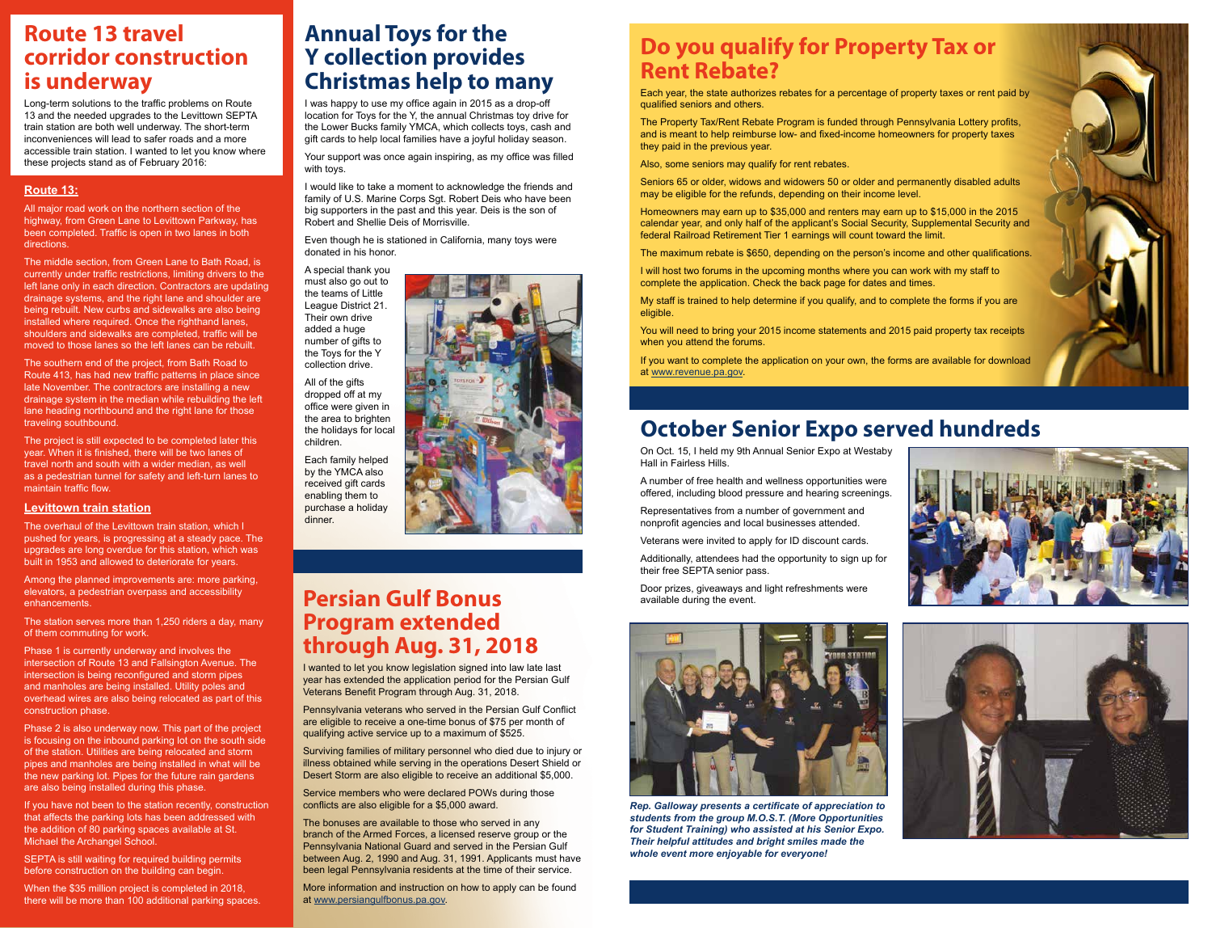# Route 13 travel corridor construction is underway

Long-term solutions to the traffic problems on Route 13 and the needed upgrades to the Levittown SEPTA train station are both well underway. The short-term inconveniences will lead to safer roads and a more accessible train station. I wanted to let you know where these projects stand as of February 2016:

### Route 13:

All major road work on the northern section of the highway, from Green Lane to Levittown Parkway, has been completed. Traffic is open in two lanes in both directions.

The middle section, from Green Lane to Bath Road, is currently under traffic restrictions, limiting drivers to the left lane only in each direction. Contractors are updating drainage systems, and the right lane and shoulder are being rebuilt. New curbs and sidewalks are also being installed where required. Once the righthand lanes, shoulders and sidewalks are completed, traffic will be moved to those lanes so the left lanes can be rebuilt.

The southern end of the project, from Bath Road to Route 413, has had new traffic patterns in place since late November. The contractors are installing a new drainage system in the median while rebuilding the left lane heading northbound and the right lane for those traveling southbound.

The project is still expected to be completed later this year. When it is finished, there will be two lanes of travel north and south with a wider median, as well as a pedestrian tunnel for safety and left-turn lanes to maintain traffic flow.

### Levittown train station

The overhaul of the Levittown train station, which I pushed for years, is progressing at a steady pace. The upgrades are long overdue for this station, which was built in 1953 and allowed to deteriorate for years.

Among the planned improvements are: more parking, elevators, a pedestrian overpass and accessibility enhancements.

The station serves more than 1,250 riders a day, many of them commuting for work.

Phase 1 is currently underway and involves the intersection of Route 13 and Fallsington Avenue. The intersection is being reconfigured and storm pipes and manholes are being installed. Utility poles and overhead wires are also being relocated as part of this construction phase.

Phase 2 is also underway now. This part of the project is focusing on the inbound parking lot on the south side of the station. Utilities are being relocated and storm pipes and manholes are being installed in what will be the new parking lot. Pipes for the future rain gardens are also being installed during this phase.

If you have not been to the station recently, construction that affects the parking lots has been addressed with the addition of 80 parking spaces available at St. Michael the Archangel School.

SEPTA is still waiting for required building permits before construction on the building can begin.

When the $35 million project is completed in 2018, there will be more than 100 additional parking spaces.

# Annual Toys for the Y collection provides Christmas help to many

I was happy to use my office again in 2015 as a drop-off location for Toys for the Y, the annual Christmas toy drive for the Lower Bucks family YMCA, which collects toys, cash and gift cards to help local families have a joyful holiday season.

Your support was once again inspiring, as my office was filled with toys.

I would like to take a moment to acknowledge the friends and family of U.S. Marine Corps Sgt. Robert Deis who have been big supporters in the past and this year. Deis is the son of Robert and Shellie Deis of Morrisville.

Even though he is stationed in California, many toys were donated in his honor.

A special thank you must also go out to the teams of Little League District 21. Their own drive added a huge number of gifts to the Toys for the Y collection drive.

All of the gifts dropped off at my office were given in the area to brighten the holidays for local children.

Each family helped by the YMCA also received gift cards enabling them to purchase a holiday dinner.

# Persian Gulf Bonus Program extended through Aug. 31, 2018

I wanted to let you know legislation signed into law late last year has extended the application period for the Persian Gulf Veterans Benefit Program through Aug. 31, 2018.

Pennsylvania veterans who served in the Persian Gulf Conflict are eligible to receive a one-time bonus of $75 per month of qualifying active service up to a maximum of $525.

Surviving families of military personnel who died due to injury or illness obtained while serving in the operations Desert Shield or Desert Storm are also eligible to receive an additional $5,000.

Service members who were declared POWs during those conflicts are also eligible for a $5,000 award.

The bonuses are available to those who served in any branch of the Armed Forces, a licensed reserve group or the Pennsylvania National Guard and served in the Persian Gulf between Aug. 2, 1990 and Aug. 31, 1991. Applicants must have been legal Pennsylvania residents at the time of their service.

More information and instruction on how to apply can be found at www.persiangulfbonus.pa.gov.

# Do you qualify for Property Tax or Rent Rebate?

Each year, the state authorizes rebates for a percentage of property taxes or rent paid by qualified seniors and others.

The Property Tax/Rent Rebate Program is funded through Pennsylvania Lottery profits, and is meant to help reimburse low- and fixed-income homeowners for property taxes they paid in the previous year.

Also, some seniors may qualify for rent rebates.

Seniors 65 or older, widows and widowers 50 or older and permanently disabled adults may be eligible for the refunds, depending on their income level.

Homeowners may earn up to $35,000 and renters may earn up to $15,000 in the 2015 calendar year, and only half of the applicant's Social Security, Supplemental Security and federal Railroad Retirement Tier 1 earnings will count toward the limit.

The maximum rebate is $650, depending on the person's income and other qualifications.

I will host two forums in the upcoming months where you can work with my staff to complete the application. Check the back page for dates and times.

My staff is trained to help determine if you qualify, and to complete the forms if you are eligible.

You will need to bring your 2015 income statements and 2015 paid property tax receipts when you attend the forums.

If you want to complete the application on your own, the forms are available for download at www.revenue.pa.gov.

# October Senior Expo served hundreds

On Oct. 15, I held my 9th Annual Senior Expo at Westaby Hall in Fairless Hills.

A number of free health and wellness opportunities were offered, including blood pressure and hearing screenings.

Representatives from a number of government and nonprofit agencies and local businesses attended.

Veterans were invited to apply for ID discount cards.

Additionally, attendees had the opportunity to sign up for their free SEPTA senior pass.

Door prizes, giveaways and light refreshments were available during the event.

***Rep. Galloway presents a certificate of appreciation to students from the group M.O.S.T. (More Opportunities for Student Training) who assisted at his Senior Expo. Their helpful attitudes and bright smiles made the whole event more enjoyable for everyone!***